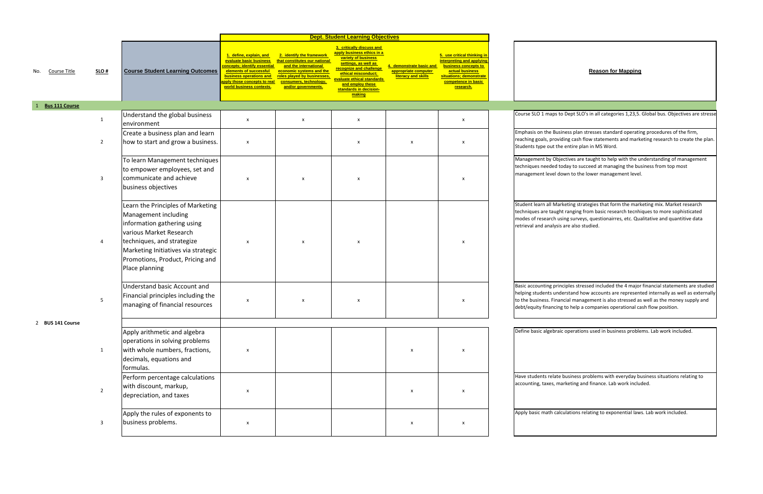| No. | Course Title | SLO # | Course Student Learning Outcomes | Dept. Student Learning Objectives | | | | | Reason for Mapping |
|---|---|---|---|---|---|---|---|---|---|
| | | | | 1. define, explain, and evaluate basic business concepts; identify essential elements of successful business operations and apply those concepts to real world business contexts. | 2. identify the framework that constitutes our national and the international economic systems and the roles played by businesses, consumers, technology, and/or governments. | 3. critically discuss and apply business ethics in a variety of business settings, as well as recognize and challenge ethical misconduct; evaluate ethical standards and employ these standards in decision-making | 4. demonstrate basic and appropriate computer literacy and skills | 5. use critical thinking in interpreting and applying business concepts to actual business situations; demonstrate competence in basic research. | |
| 1 | **Bus 111 Course** | | | | | | | | |
| | | 1 | Understand the global business environment | x | x | x | | x | Course SLO 1 maps to Dept SLO's in all categories 1,23,5. Global bus. Objectives are stresse |
| | | 2 | Create a business plan and learn how to start and grow a business. | x | | x | x | x | Emphasis on the Business plan stresses standard operating procedures of the firm, reaching goals, providing cash flow statements and marketing research to create the plan. Students type out the entire plan in MS Word. |
| | | 3 | To learn Management techniques to empower employees, set and communicate and achieve business objectives | x | x | x | | x | Management by Objectives are taught to help with the understanding of management techniques needed today to succeed at managing the business from top most management level down to the lower management level. |
| | | 4 | Learn the Principles of Marketing Management including information gathering using various Market Research techniques, and strategize Marketing Initiatives via strategic Promotions, Product, Pricing and Place planning | x | x | x | | x | Student learn all Marketing strategies that form the marketing mix. Market research techniques are taught ranging from basic research tecnhiques to more sophisticated modes of research using surveys, questionairres, etc. Qualitative and quantitive data retrieval and analysis are also studied. |
| | | 5 | Understand basic Account and Financial principles including the managing of financial resources | x | x | x | | x | Basic accounting principles stressed included the 4 major financial statements are studied helping students understand how accounts are represented internally as well as externally to the business. Financial management is also stressed as well as the money supply and debt/equity financing to help a companies operational cash flow position. |
| 2 | **BUS 141 Course** | | | | | | | | |
| | | 1 | Apply arithmetic and algebra operations in solving problems with whole numbers, fractions, decimals, equations and formulas. | x | | | x | x | Define basic algebraic operations used in business problems. Lab work included. |
| | | 2 | Perform percentage calculations with discount, markup, depreciation, and taxes | x | | | x | x | Have students relate business problems with everyday business situations relating to accounting, taxes, marketing and finance. Lab work included. |
| | | 3 | Apply the rules of exponents to business problems. | x | | | x | x | Apply basic math calculations relating to exponential laws. Lab work included. |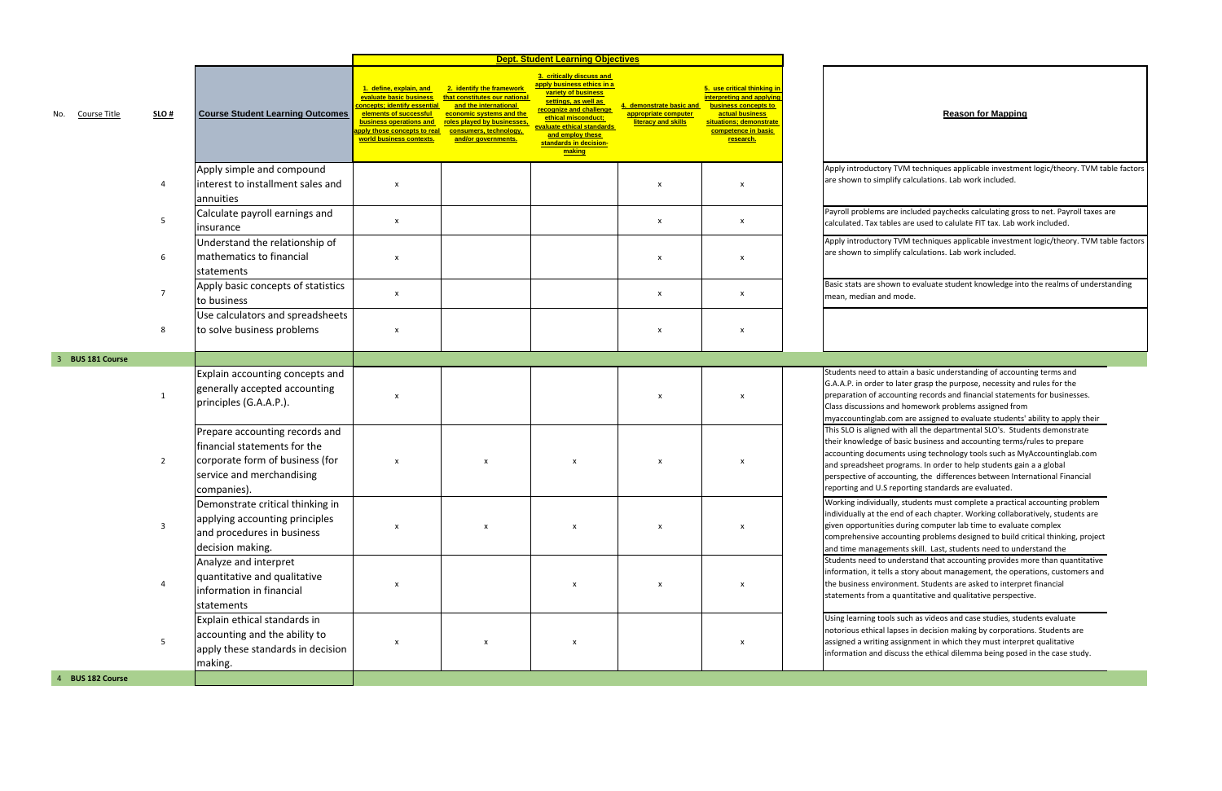| No. | Course Title | SLO # | Course Student Learning Outcomes | 1. define, explain, and evaluate basic business concepts; identify essential elements of successful business operations and apply those concepts to real world business contexts. | 2. identify the framework that constitutes our national and the international economic systems and the roles played by businesses, consumers, technology, and/or governments. | 3. critically discuss and apply business ethics in a variety of business settings, as well as recognize and challenge ethical misconduct; evaluate ethical standards and employ these standards in decision-making | 4. demonstrate basic and appropriate computer literacy and skills | 5. use critical thinking in interpreting and applying business concepts to actual business situations; demonstrate competence in basic research. | Reason for Mapping |
|---|---|---|---|---|---|---|---|---|---|
| | | | | **Dept. Student Learning Objectives** | | | | | |
| | | 4 | Apply simple and compound interest to installment sales and annuities | x | | | x | x | Apply introductory TVM techniques applicable investment logic/theory. TVM table factors are shown to simplify calculations. Lab work included. |
| | | 5 | Calculate payroll earnings and insurance | x | | | x | x | Payroll problems are included paychecks calculating gross to net. Payroll taxes are calculated. Tax tables are used to calulate FIT tax. Lab work included. |
| | | 6 | Understand the relationship of mathematics to financial statements | x | | | x | x | Apply introductory TVM techniques applicable investment logic/theory. TVM table factors are shown to simplify calculations. Lab work included. |
| | | 7 | Apply basic concepts of statistics to business | x | | | x | x | Basic stats are shown to evaluate student knowledge into the realms of understanding mean, median and mode. |
| | | 8 | Use calculators and spreadsheets to solve business problems | x | | | x | x | |
| 3 | BUS 181 Course | | | | | | | | |
| | | 1 | Explain accounting concepts and generally accepted accounting principles (G.A.A.P.). | x | | | x | x | Students need to attain a basic understanding of accounting terms and G.A.A.P. in order to later grasp the purpose, necessity and rules for the preparation of accounting records and financial statements for businesses. Class discussions and homework problems assigned from myaccountinglab.com are assigned to evaluate students' ability to apply their |
| | | 2 | Prepare accounting records and financial statements for the corporate form of business (for service and merchandising companies). | x | x | x | x | x | This SLO is aligned with all the departmental SLO's. Students demonstrate their knowledge of basic business and accounting terms/rules to prepare accounting documents using technology tools such as MyAccountinglab.com and spreadsheet programs. In order to help students gain a a global perspective of accounting, the differences between International Financial reporting and U.S reporting standards are evaluated. |
| | | 3 | Demonstrate critical thinking in applying accounting principles and procedures in business decision making. | x | x | x | x | x | Working individually, students must complete a practical accounting problem individually at the end of each chapter. Working collaboratively, students are given opportunities during computer lab time to evaluate complex comprehensive accounting problems designed to build critical thinking, project and time managements skill. Last, students need to understand the |
| | | 4 | Analyze and interpret quantitative and qualitative information in financial statements | x | | x | x | x | Students need to understand that accounting provides more than quantitative information, it tells a story about management, the operations, customers and the business environment. Students are asked to interpret financial statements from a quantitative and qualitative perspective. |
| | | 5 | Explain ethical standards in accounting and the ability to apply these standards in decision making. | x | x | x | | x | Using learning tools such as videos and case studies, students evaluate notorious ethical lapses in decision making by corporations. Students are assigned a writing assignment in which they must interpret qualitative information and discuss the ethical dilemma being posed in the case study. |
| 4 | BUS 182 Course | | | | | | | | |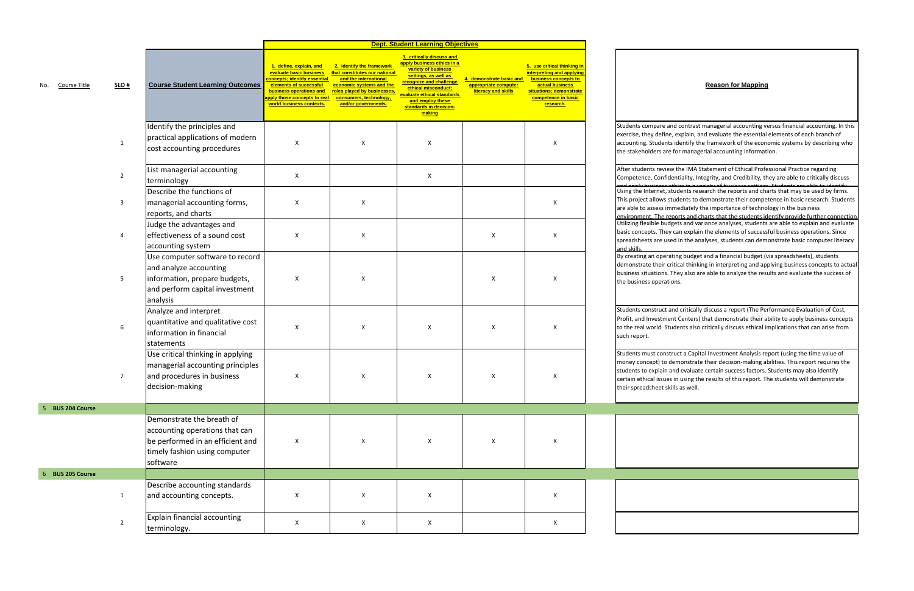| No. | Course Title | SLO # | Course Student Learning Outcomes | Dept. Student Learning Objectives: 1. define, explain, and evaluate basic business concepts; identify essential elements of successful business operations and apply those concepts to real world business contexts. | 2. identify the framework that constitutes our national and the international economic systems and the roles played by businesses, consumers, technology, and/or governments. | 3. critically discuss and apply business ethics in a variety of business settings, as well as recognize and challenge ethical misconduct; evaluate ethical standards and employ these standards in decision-making | 4. demonstrate basic and appropriate computer literacy and skills | 5. use critical thinking in interpreting and applying business concepts to actual business situations; demonstrate competence in basic research. | Reason for Mapping |
|---|---|---|---|---|---|---|---|---|---|
| | | 1 | Identify the principles and practical applications of modern cost accounting procedures | X | X | X | | X | Students compare and contrast managerial accounting versus financial accounting. In this exercise, they define, explain, and evaluate the essential elements of each branch of accounting. Students identify the framework of the economic systems by describing who the stakeholders are for managerial accounting information. |
| | | 2 | List managerial accounting terminology | X | | X | | | After students review the IMA Statement of Ethical Professional Practice regarding Competence, Confidentiality, Integrity, and Credibility, they are able to critically discuss |
| | | 3 | Describe the functions of managerial accounting forms, reports, and charts | X | X | | | X | Using the Internet, students research the reports and charts that may be used by firms. This project allows students to demonstrate their competence in basic research. Students are able to assess immediately the importance of technology in the business environment. The reports and charts that the students identify provide further connection |
| | | 4 | Judge the advantages and effectiveness of a sound cost accounting system | X | X | | X | X | Utilizing flexible budgets and variance analyses, students are able to explain and evaluate basic concepts. They can explain the elements of successful business operations. Since spreadsheets are used in the analyses, students can demonstrate basic computer literacy and skills. |
| | | 5 | Use computer software to record and analyze accounting information, prepare budgets, and perform capital investment analysis | X | X | | X | X | By creating an operating budget and a financial budget (via spreadsheets), students demonstrate their critical thinking in interpreting and applying business concepts to actual business situations. They also are able to analyze the results and evaluate the success of the business operations. |
| | | 6 | Analyze and interpret quantitative and qualitative cost information in financial statements | X | X | X | X | X | Students construct and critically discuss a report (The Performance Evaluation of Cost, Profit, and Investment Centers) that demonstrate their ability to apply business concepts to the real world. Students also critically discuss ethical implications that can arise from such report. |
| | | 7 | Use critical thinking in applying managerial accounting principles and procedures in business decision-making | X | X | X | X | X | Students must construct a Capital Investment Analysis report (using the time value of money concept) to demonstrate their decision-making abilities. This report requires the students to explain and evaluate certain success factors. Students may also identify certain ethical issues in using the results of this report. The students will demonstrate their spreadsheet skills as well. |
| 5 | **BUS 204 Course** | | | | | | | | |
| | | | Demonstrate the breath of accounting operations that can be performed in an efficient and timely fashion using computer software | X | X | X | X | X | |
| 6 | **BUS 205 Course** | | | | | | | | |
| | | 1 | Describe accounting standards and accounting concepts. | X | X | X | | X | |
| | | 2 | Explain financial accounting terminology. | X | X | X | | X | |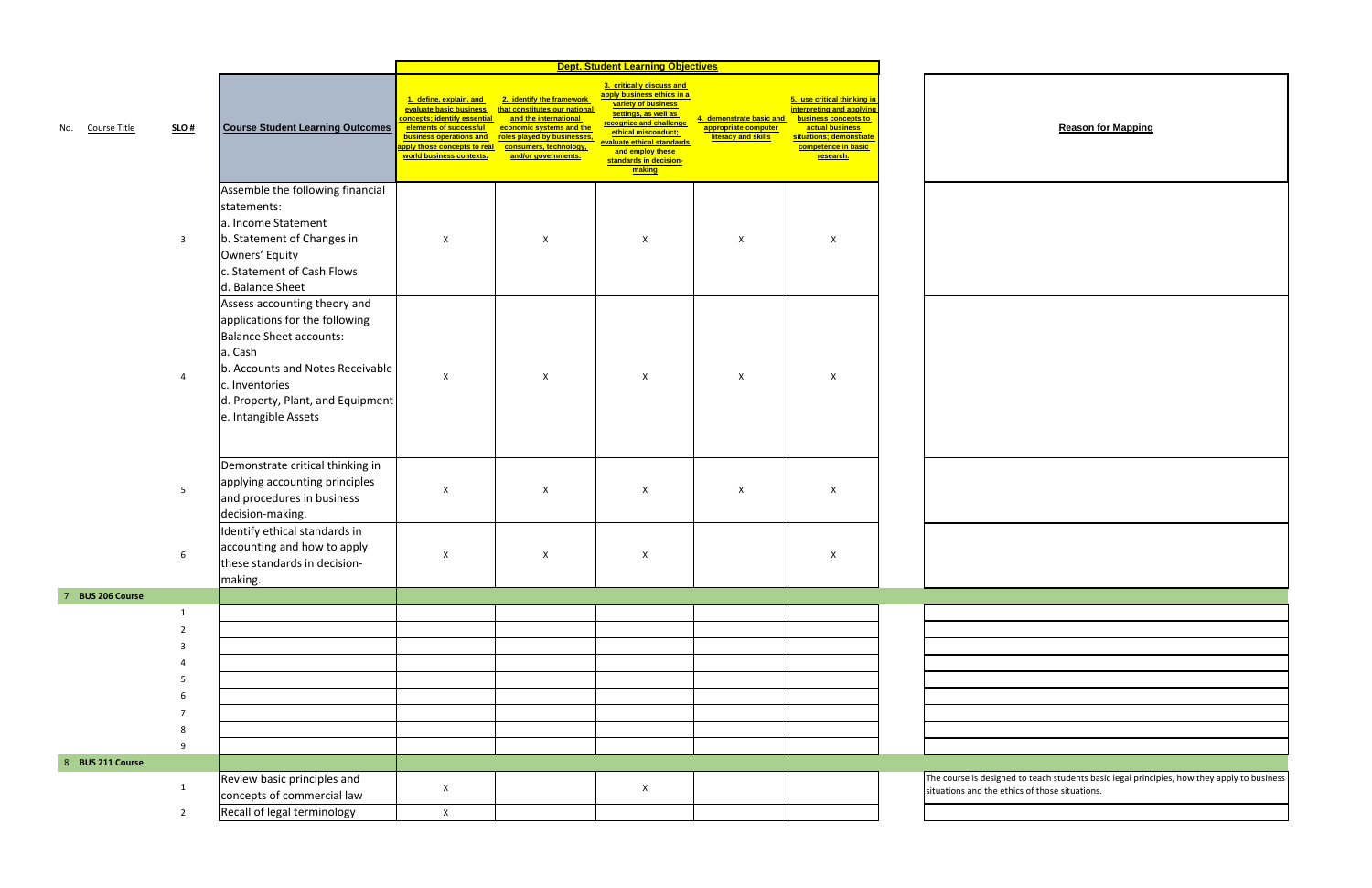| No. | Course Title | SLO # | Course Student Learning Outcomes | Dept. Student Learning Objectives | | | | | Reason for Mapping |
|---|---|---|---|---|---|---|---|---|---|
| | | | | 1. define, explain, and evaluate basic business concepts; identify essential elements of successful business operations and apply those concepts to real world business contexts. | 2. identify the framework that constitutes our national and the international economic systems and the roles played by businesses, consumers, technology, and/or governments. | 3. critically discuss and apply business ethics in a variety of business settings, as well as recognize and challenge ethical misconduct; evaluate ethical standards and employ these standards in decision-making | 4. demonstrate basic and appropriate computer literacy and skills | 5. use critical thinking in interpreting and applying business concepts to actual business situations; demonstrate competence in basic research. | |
| | | 3 | Assemble the following financial statements: a. Income Statement b. Statement of Changes in Owners' Equity c. Statement of Cash Flows d. Balance Sheet | X | X | X | X | X | |
| | | 4 | Assess accounting theory and applications for the following Balance Sheet accounts: a. Cash b. Accounts and Notes Receivable c. Inventories d. Property, Plant, and Equipment e. Intangible Assets | X | X | X | X | X | |
| | | 5 | Demonstrate critical thinking in applying accounting principles and procedures in business decision-making. | X | X | X | X | X | |
| | | 6 | Identify ethical standards in accounting and how to apply these standards in decision-making. | X | X | X | | X | |
| 7 | BUS 206 Course | | | | | | | | |
| | | 1 | | | | | | | |
| | | 2 | | | | | | | |
| | | 3 | | | | | | | |
| | | 4 | | | | | | | |
| | | 5 | | | | | | | |
| | | 6 | | | | | | | |
| | | 7 | | | | | | | |
| | | 8 | | | | | | | |
| | | 9 | | | | | | | |
| 8 | BUS 211 Course | | | | | | | | |
| | | 1 | Review basic principles and concepts of commercial law | X | | X | | | The course is designed to teach students basic legal principles, how they apply to business situations and the ethics of those situations. |
| | | 2 | Recall of legal terminology | X | | | | | |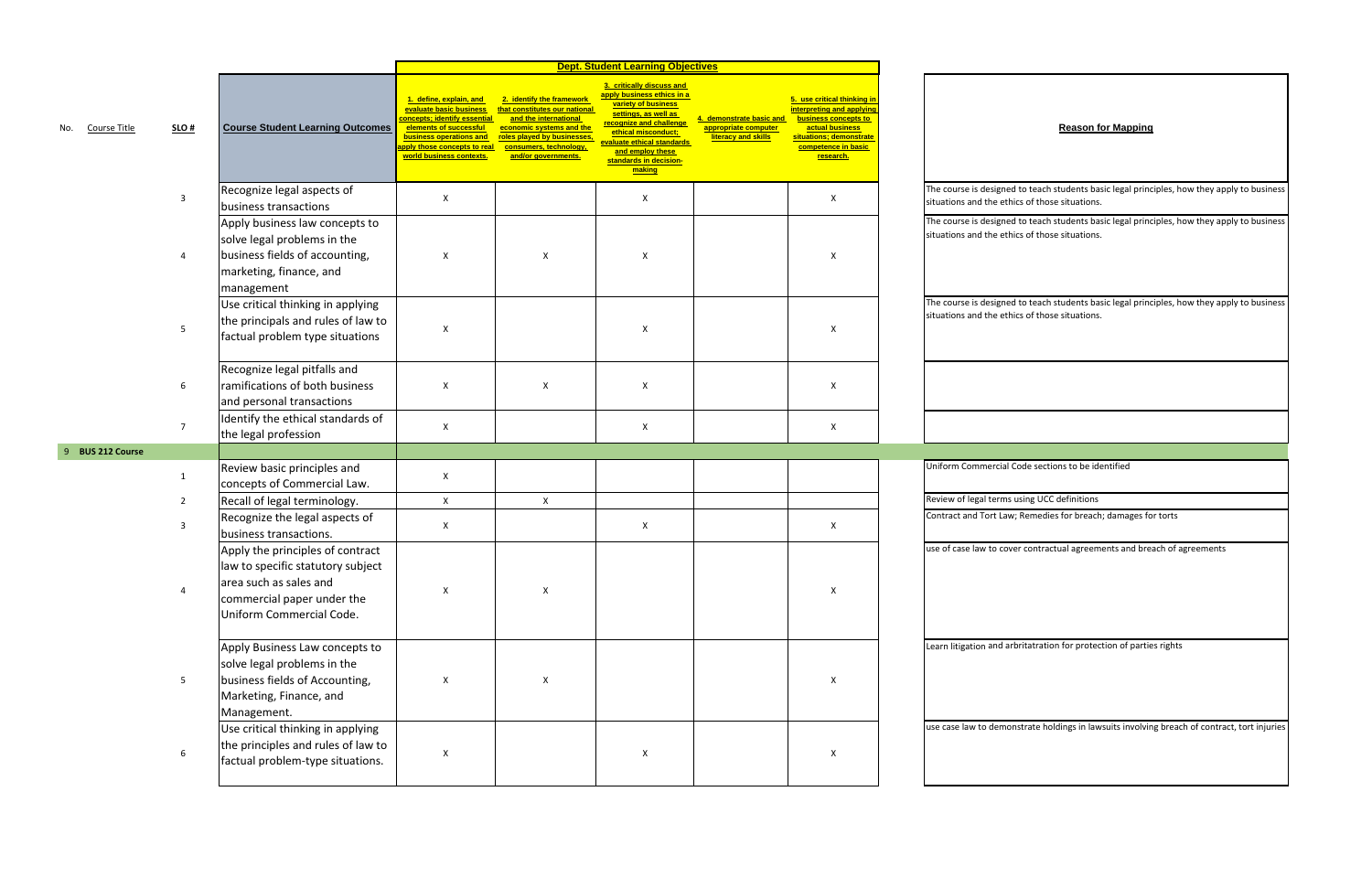| No. | Course Title | SLO # | Course Student Learning Outcomes | Dept. Student Learning Objectives | | | | | | Reason for Mapping |
|---|---|---|---|---|---|---|---|---|---|---|
| | | | | 1. define, explain, and evaluate basic business concepts; identify essential elements of successful business operations and apply those concepts to real world business contexts. | 2. identify the framework that constitutes our national and the international economic systems and the roles played by businesses, consumers, technology, and/or governments. | 3. critically discuss and apply business ethics in a variety of business settings, as well as recognize and challenge ethical misconduct; evaluate ethical standards and employ these standards in decision-making | 4. demonstrate basic and appropriate computer literacy and skills | 5. use critical thinking in interpreting and applying business concepts to actual business situations; demonstrate competence in basic research. | | |
| | | 3 | Recognize legal aspects of business transactions | X | | X | | X | | The course is designed to teach students basic legal principles, how they apply to business situations and the ethics of those situations. |
| | | 4 | Apply business law concepts to solve legal problems in the business fields of accounting, marketing, finance, and management | X | X | X | | X | | The course is designed to teach students basic legal principles, how they apply to business situations and the ethics of those situations. |
| | | 5 | Use critical thinking in applying the principals and rules of law to factual problem type situations | X | | X | | X | | The course is designed to teach students basic legal principles, how they apply to business situations and the ethics of those situations. |
| | | 6 | Recognize legal pitfalls and ramifications of both business and personal transactions | X | X | X | | X | | |
| | | 7 | Identify the ethical standards of the legal profession | X | | X | | X | | |
| 9 | **BUS 212 Course** | | | | | | | | | |
| | | 1 | Review basic principles and concepts of Commercial Law. | X | | | | | | Uniform Commercial Code sections to be identified |
| | | 2 | Recall of legal terminology. | X | X | | | | | Review of legal terms using UCC definitions |
| | | 3 | Recognize the legal aspects of business transactions. | X | | X | | X | | Contract and Tort Law; Remedies for breach; damages for torts |
| | | 4 | Apply the principles of contract law to specific statutory subject area such as sales and commercial paper under the Uniform Commercial Code. | X | X | | | X | | use of case law to cover contractual agreements and breach of agreements |
| | | 5 | Apply Business Law concepts to solve legal problems in the business fields of Accounting, Marketing, Finance, and Management. | X | X | | | X | | Learn litigation and arbitratation for protection of parties rights |
| | | 6 | Use critical thinking in applying the principles and rules of law to factual problem-type situations. | X | | X | | X | | use case law to demonstrate holdings in lawsuits involving breach of contract, tort injuries |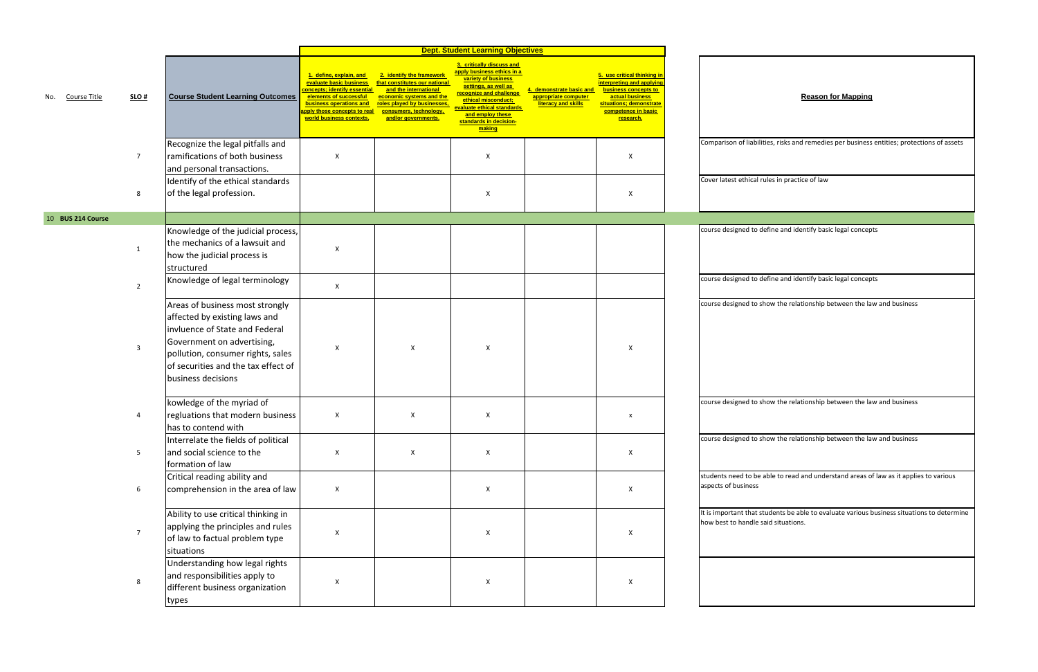| No. | Course Title | SLO # | Course Student Learning Outcomes | Dept. Student Learning Objectives | | | | | Reason for Mapping |
|---|---|---|---|---|---|---|---|---|---|
| | | | | 1. define, explain, and evaluate basic business concepts; identify essential elements of successful business operations and apply those concepts to real world business contexts. | 2. identify the framework that constitutes our national and the international economic systems and the roles played by businesses, consumers, technology, and/or governments. | 3. critically discuss and apply business ethics in a variety of business settings, as well as recognize and challenge ethical misconduct; evaluate ethical standards and employ these standards in decision-making | 4. demonstrate basic and appropriate computer literacy and skills | 5. use critical thinking in interpreting and applying business concepts to actual business situations; demonstrate competence in basic research. | |
| | | 7 | Recognize the legal pitfalls and ramifications of both business and personal transactions. | X | | X | | X | Comparison of liabilities, risks and remedies per business entities; protections of assets |
| | | 8 | Identify of the ethical standards of the legal profession. | | | X | | X | Cover latest ethical rules in practice of law |
| 10 | BUS 214 Course | | | | | | | | |
| | | 1 | Knowledge of the judicial process, the mechanics of a lawsuit and how the judicial process is structured | X | | | | | course designed to define and identify basic legal concepts |
| | | 2 | Knowledge of legal terminology | X | | | | | course designed to define and identify basic legal concepts |
| | | 3 | Areas of business most strongly affected by existing laws and invluence of State and Federal Government on advertising, pollution, consumer rights, sales of securities and the tax effect of business decisions | X | X | X | | X | course designed to show the relationship between the law and business |
| | | 4 | kowledge of the myriad of regluations that modern business has to contend with | X | X | X | | x | course designed to show the relationship between the law and business |
| | | 5 | Interrelate the fields of political and social science to the formation of law | X | X | X | | X | course designed to show the relationship between the law and business |
| | | 6 | Critical reading ability and comprehension in the area of law | X | | X | | X | students need to be able to read and understand areas of law as it applies to various aspects of business |
| | | 7 | Ability to use critical thinking in applying the principles and rules of law to factual problem type situations | X | | X | | X | It is important that students be able to evaluate various business situations to determine how best to handle said situations. |
| | | 8 | Understanding how legal rights and responsibilities apply to different business organization types | X | | X | | X | |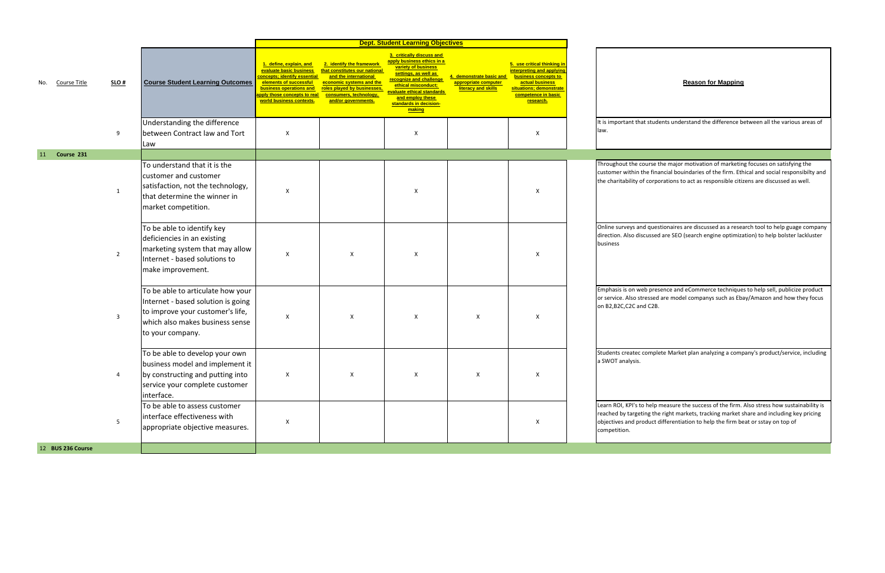| No. | Course Title | SLO # | Course Student Learning Outcomes | Dept. Student Learning Objectives: 1. define, explain, and evaluate basic business concepts; identify essential elements of successful business operations and apply those concepts to real world business contexts. | 2. identify the framework that constitutes our national and the international economic systems and the roles played by businesses, consumers, technology, and/or governments. | 3. critically discuss and apply business ethics in a variety of business settings, as well as recognize and challenge ethical misconduct; evaluate ethical standards and employ these standards in decision-making | 4. demonstrate basic and appropriate computer literacy and skills | 5. use critical thinking in interpreting and applying business concepts to actual business situations; demonstrate competence in basic research. | Reason for Mapping |
|---|---|---|---|---|---|---|---|---|---|
| | | 9 | Understanding the difference between Contract law and Tort Law | X | | X | | X | It is important that students understand the difference between all the various areas of law. |
| 11 | Course 231 | | | | | | | | |
| | | 1 | To understand that it is the customer and customer satisfaction, not the technology, that determine the winner in market competition. | X | | X | | X | Throughout the course the major motivation of marketing focuses on satisfying the customer within the financial bouindaries of the firm. Ethical and social responsibilty and the charitability of corporations to act as responsible citizens are discussed as well. |
| | | 2 | To be able to identify key deficiencies in an existing marketing system that may allow Internet - based solutions to make improvement. | X | X | X | | X | Online surveys and questionaires are discussed as a research tool to help guage company direction. Also discussed are SEO (search engine optimization) to help bolster lackluster business |
| | | 3 | To be able to articulate how your Internet - based solution is going to improve your customer's life, which also makes business sense to your company. | X | X | X | X | X | Emphasis is on web presence and eCommerce techniques to help sell, publicize product or service. Also stressed are model companys such as Ebay/Amazon and how they focus on B2,B2C,C2C and C2B. |
| | | 4 | To be able to develop your own business model and implement it by constructing and putting into service your complete customer interface. | X | X | X | X | X | Students createc complete Market plan analyzing a company's product/service, including a SWOT analysis. |
| | | 5 | To be able to assess customer interface effectiveness with appropriate objective measures. | X | | | | X | Learn ROI, KPI's to help measure the success of the firm. Also stress how sustainability is reached by targeting the right markets, tracking market share and including key pricing objectives and product differentiation to help the firm beat or sstay on top of competition. |
| 12 | BUS 236 Course | | | | | | | | |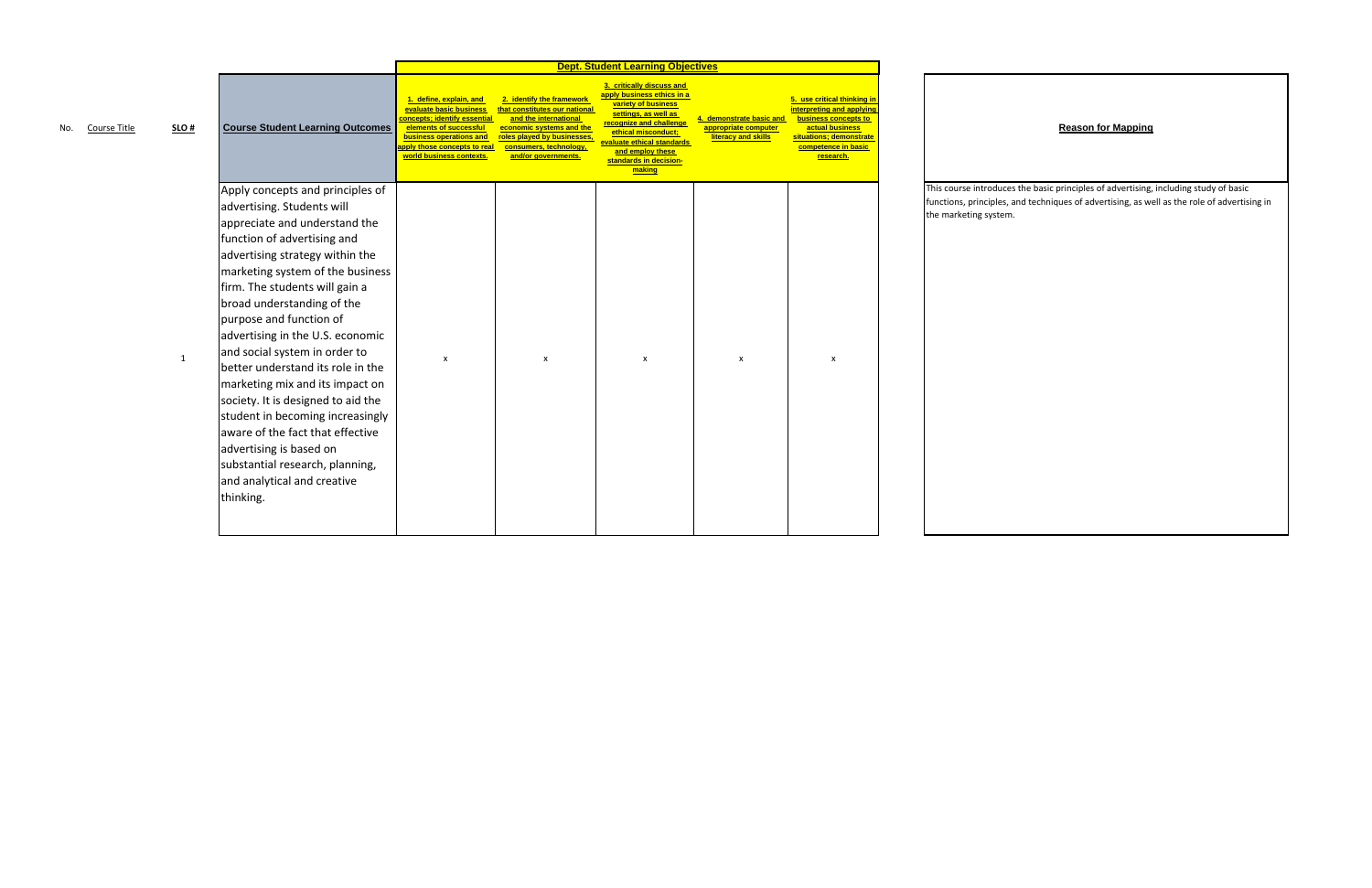| No. | Course Title | SLO # | Course Student Learning Outcomes | Dept. Student Learning Objectives | | | | | Reason for Mapping |
|---|---|---|---|---|---|---|---|---|---|
| | | | | 1. define, explain, and evaluate basic business concepts; identify essential elements of successful business operations and apply those concepts to real world business contexts. | 2. identify the framework that constitutes our national and the international economic systems and the roles played by businesses, consumers, technology, and/or governments. | 3. critically discuss and apply business ethics in a variety of business settings, as well as recognize and challenge ethical misconduct; evaluate ethical standards and employ these standards in decision-making | 4. demonstrate basic and appropriate computer literacy and skills | 5. use critical thinking in interpreting and applying business concepts to actual business situations; demonstrate competence in basic research. | |
| | | 1 | Apply concepts and principles of advertising. Students will appreciate and understand the function of advertising and advertising strategy within the marketing system of the business firm. The students will gain a broad understanding of the purpose and function of advertising in the U.S. economic and social system in order to better understand its role in the marketing mix and its impact on society. It is designed to aid the student in becoming increasingly aware of the fact that effective advertising is based on substantial research, planning, and analytical and creative thinking. | x | x | x | x | x | This course introduces the basic principles of advertising, including study of basic functions, principles, and techniques of advertising, as well as the role of advertising in the marketing system. |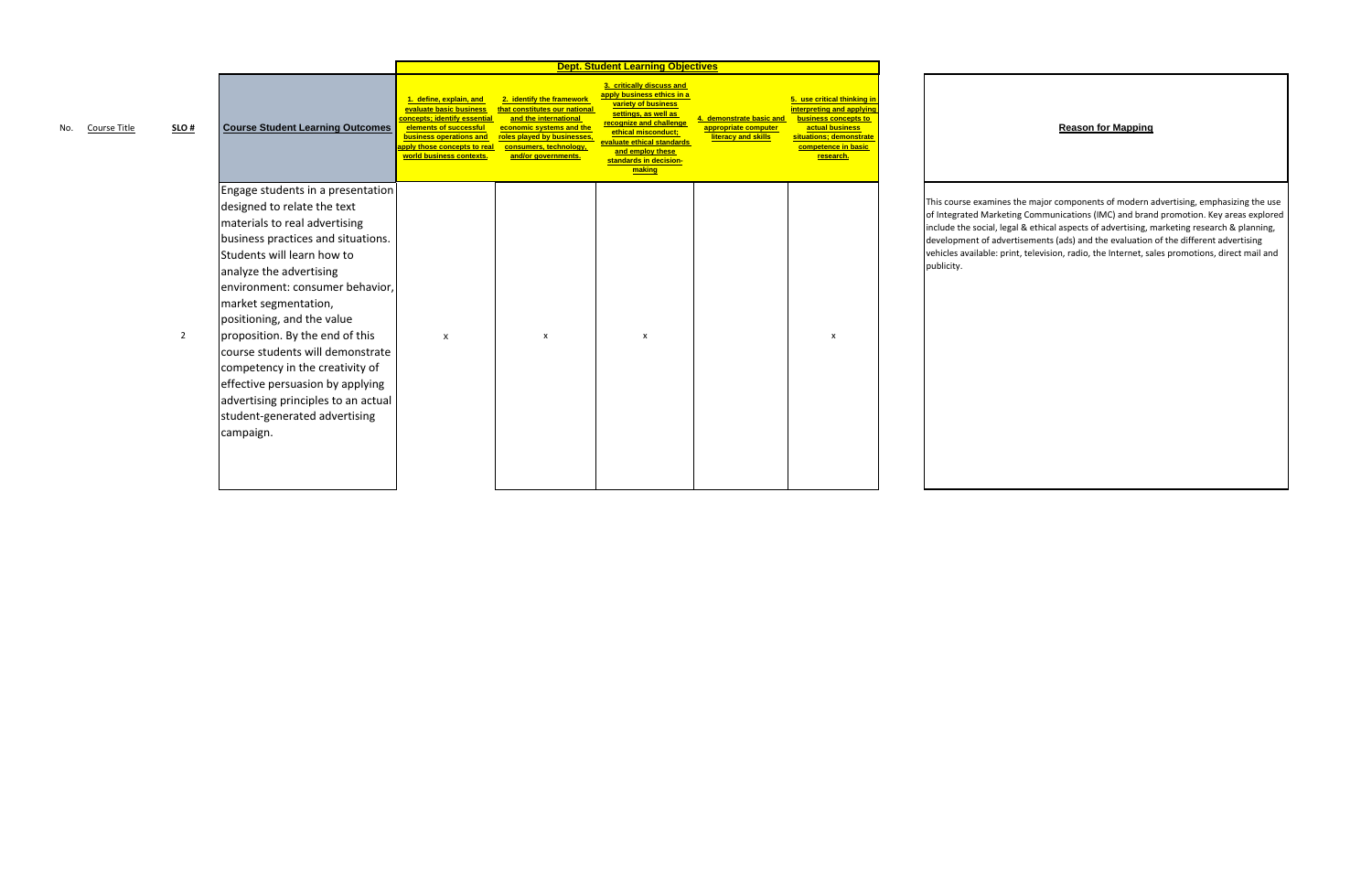| No. | Course Title | SLO # | Course Student Learning Outcomes | Dept. Student Learning Objectives | | | | | Reason for Mapping |
|---|---|---|---|---|---|---|---|---|---|
| | | | | 1. define, explain, and evaluate basic business concepts; identify essential elements of successful business operations and apply those concepts to real world business contexts. | 2. identify the framework that constitutes our national and the international economic systems and the roles played by businesses, consumers, technology, and/or governments. | 3. critically discuss and apply business ethics in a variety of business settings, as well as recognize and challenge ethical misconduct; evaluate ethical standards and employ these standards in decision-making | 4. demonstrate basic and appropriate computer literacy and skills | 5. use critical thinking in interpreting and applying business concepts to actual business situations; demonstrate competence in basic research. | |
| | | 2 | Engage students in a presentation designed to relate the text materials to real advertising business practices and situations. Students will learn how to analyze the advertising environment: consumer behavior, market segmentation, positioning, and the value proposition. By the end of this course students will demonstrate competency in the creativity of effective persuasion by applying advertising principles to an actual student-generated advertising campaign. | x | x | x | | x | This course examines the major components of modern advertising, emphasizing the use of Integrated Marketing Communications (IMC) and brand promotion. Key areas explored include the social, legal & ethical aspects of advertising, marketing research & planning, development of advertisements (ads) and the evaluation of the different advertising vehicles available: print, television, radio, the Internet, sales promotions, direct mail and publicity. |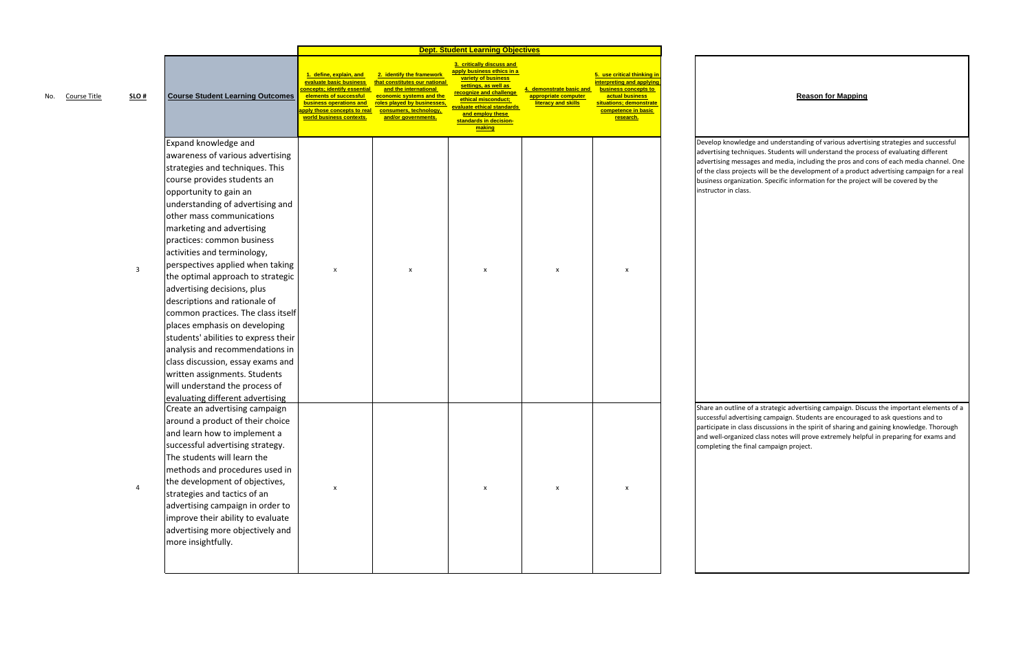| No. | Course Title | SLO # | Course Student Learning Outcomes | Dept. Student Learning Objectives | | | | | Reason for Mapping |
|---|---|---|---|---|---|---|---|---|---|
| | | | | 1. define, explain, and evaluate basic business concepts; identify essential elements of successful business operations and apply those concepts to real world business contexts. | 2. identify the framework that constitutes our national and the international economic systems and the roles played by businesses, consumers, technology, and/or governments. | 3. critically discuss and apply business ethics in a variety of business settings, as well as recognize and challenge ethical misconduct; evaluate ethical standards and employ these standards in decision-making | 4. demonstrate basic and appropriate computer literacy and skills | 5. use critical thinking in interpreting and applying business concepts to actual business situations; demonstrate competence in basic research. | |
| | | 3 | Expand knowledge and awareness of various advertising strategies and techniques. This course provides students an opportunity to gain an understanding of advertising and other mass communications marketing and advertising practices: common business activities and terminology, perspectives applied when taking the optimal approach to strategic advertising decisions, plus descriptions and rationale of common practices. The class itself places emphasis on developing students' abilities to express their analysis and recommendations in class discussion, essay exams and written assignments. Students will understand the process of evaluating different advertising | x | x | x | x | x | Develop knowledge and understanding of various advertising strategies and successful advertising techniques. Students will understand the process of evaluating different advertising messages and media, including the pros and cons of each media channel. One of the class projects will be the development of a product advertising campaign for a real business organization. Specific information for the project will be covered by the instructor in class. |
| | | 4 | Create an advertising campaign around a product of their choice and learn how to implement a successful advertising strategy. The students will learn the methods and procedures used in the development of objectives, strategies and tactics of an advertising campaign in order to improve their ability to evaluate advertising more objectively and more insightfully. | x | | x | x | x | Share an outline of a strategic advertising campaign. Discuss the important elements of a successful advertising campaign. Students are encouraged to ask questions and to participate in class discussions in the spirit of sharing and gaining knowledge. Thorough and well-organized class notes will prove extremely helpful in preparing for exams and completing the final campaign project. |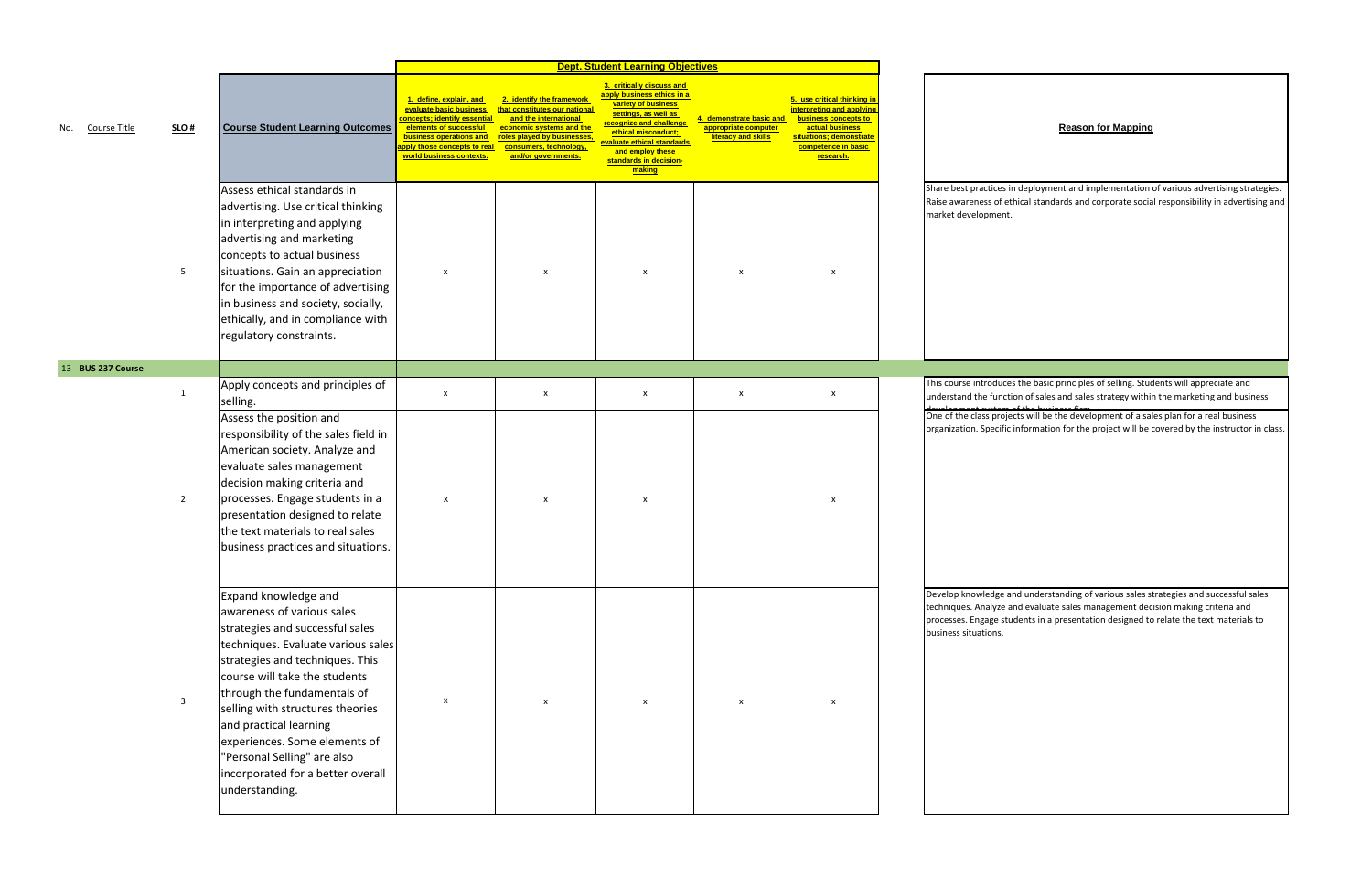| No. | Course Title | SLO # | Course Student Learning Outcomes | Dept. Student Learning Objectives: 1. define, explain, and evaluate basic business concepts; identify essential elements of successful business operations and apply those concepts to real world business contexts. | 2. identify the framework that constitutes our national and the international economic systems and the roles played by businesses, consumers, technology, and/or governments. | 3. critically discuss and apply business ethics in a variety of business settings, as well as recognize and challenge ethical misconduct; evaluate ethical standards and employ these standards in decision-making | 4. demonstrate basic and appropriate computer literacy and skills | 5. use critical thinking in interpreting and applying business concepts to actual business situations; demonstrate competence in basic research. | Reason for Mapping |
|---|---|---|---|---|---|---|---|---|---|
| | | 5 | Assess ethical standards in advertising. Use critical thinking in interpreting and applying advertising and marketing concepts to actual business situations. Gain an appreciation for the importance of advertising in business and society, socially, ethically, and in compliance with regulatory constraints. | x | x | x | x | x | Share best practices in deployment and implementation of various advertising strategies. Raise awareness of ethical standards and corporate social responsibility in advertising and market development. |
| 13 | **BUS 237 Course** | | | | | | | | |
| | | 1 | Apply concepts and principles of selling. | x | x | x | x | x | This course introduces the basic principles of selling. Students will appreciate and understand the function of sales and sales strategy within the marketing and business development system of the business firm. |
| | | 2 | Assess the position and responsibility of the sales field in American society. Analyze and evaluate sales management decision making criteria and processes. Engage students in a presentation designed to relate the text materials to real sales business practices and situations. | x | x | x | | x | One of the class projects will be the development of a sales plan for a real business organization. Specific information for the project will be covered by the instructor in class. |
| | | 3 | Expand knowledge and awareness of various sales strategies and successful sales techniques. Evaluate various sales strategies and techniques. This course will take the students through the fundamentals of selling with structures theories and practical learning experiences. Some elements of "Personal Selling" are also incorporated for a better overall understanding. | x | x | x | x | x | Develop knowledge and understanding of various sales strategies and successful sales techniques. Analyze and evaluate sales management decision making criteria and processes. Engage students in a presentation designed to relate the text materials to business situations. |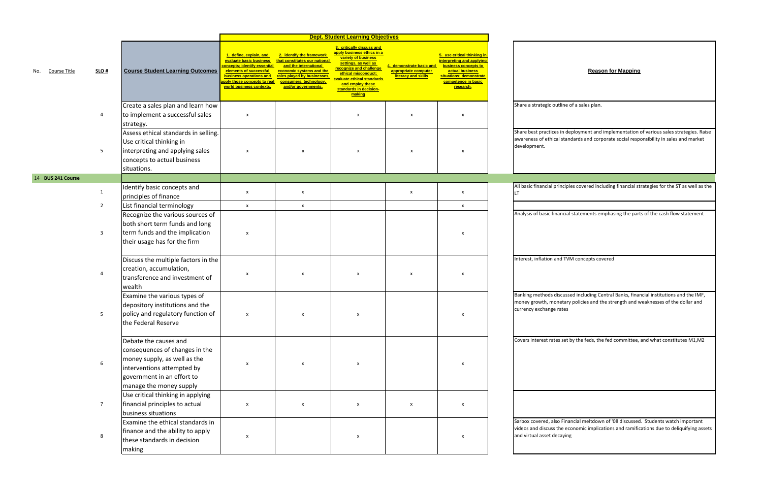| No. | Course Title | SLO # | Course Student Learning Outcomes | 1. define, explain, and evaluate basic business concepts; identify essential elements of successful business operations and apply those concepts to real world business contexts. | 2. identify the framework that constitutes our national and the international economic systems and the roles played by businesses, consumers, technology, and/or governments. | 3. critically discuss and apply business ethics in a variety of business settings, as well as recognize and challenge ethical misconduct; evaluate ethical standards and employ these standards in decision-making | 4. demonstrate basic and appropriate computer literacy and skills | 5. use critical thinking in interpreting and applying business concepts to actual business situations; demonstrate competence in basic research. | Reason for Mapping |
|---|---|---|---|---|---|---|---|---|---|
| | | | | **Dept. Student Learning Objectives** | | | | | |
| | | 4 | Create a sales plan and learn how to implement a successful sales strategy. | x | | x | x | x | Share a strategic outline of a sales plan. |
| | | 5 | Assess ethical standards in selling. Use critical thinking in interpreting and applying sales concepts to actual business situations. | x | x | x | x | x | Share best practices in deployment and implementation of various sales strategies. Raise awareness of ethical standards and corporate social responsibility in sales and market development. |
| 14 | **BUS 241 Course** | | | | | | | | |
| | | 1 | Identify basic concepts and principles of finance | x | x | | x | x | All basic financial principles covered including financial strategies for the ST as well as the LT |
| | | 2 | List financial terminology | x | x | | | x | |
| | | 3 | Recognize the various sources of both short term funds and long term funds and the implication their usage has for the firm | x | | | | x | Analysis of basic financial statements emphasing the parts of the cash flow statement |
| | | 4 | Discuss the multiple factors in the creation, accumulation, transference and investment of wealth | x | x | x | x | x | Interest, inflation and TVM concepts covered |
| | | 5 | Examine the various types of depository institutions and the policy and regulatory function of the Federal Reserve | x | x | x | | x | Banking methods discussed including Central Banks, financial institutions and the IMF, money growth, monetary policies and the strength and weaknesses of the dollar and currency exchange rates |
| | | 6 | Debate the causes and consequences of changes in the money supply, as well as the interventions attempted by government in an effort to manage the money supply | x | x | x | | x | Covers interest rates set by the feds, the fed committee, and what constitutes M1,M2 |
| | | 7 | Use critical thinking in applying financial principles to actual business situations | x | x | x | x | x | |
| | | 8 | Examine the ethical standards in finance and the ability to apply these standards in decision making | x | | x | | x | Sarbox covered, also Financial meltdown of '08 discussed. Students watch important videos and discuss the economic implications and ramifications due to deliquifying assets and virtual asset decaying |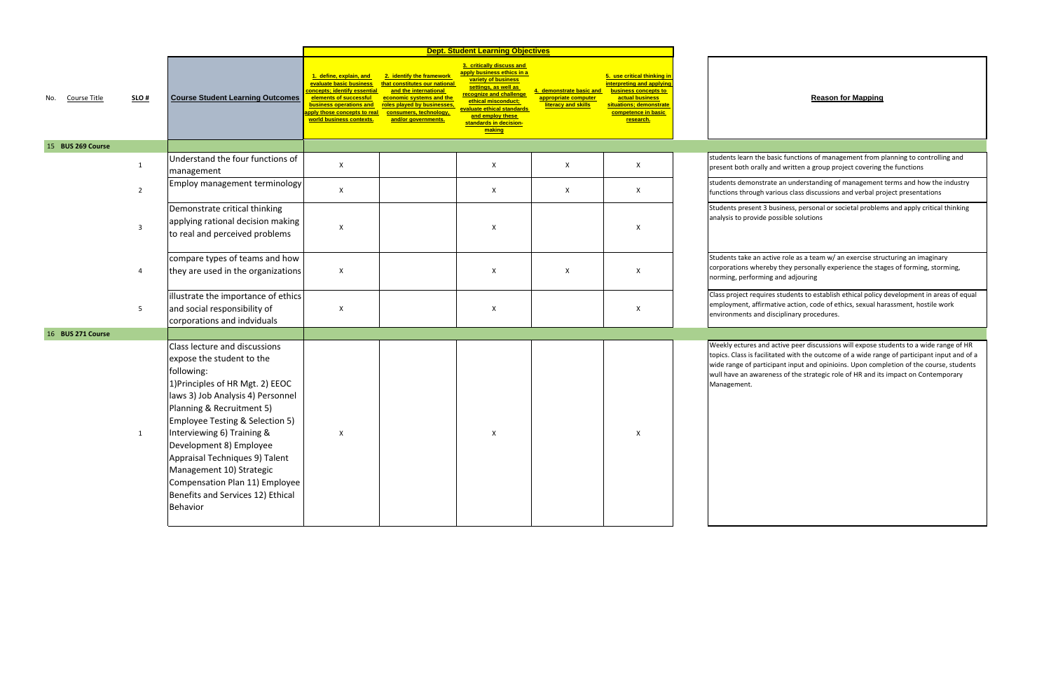| No. | Course Title | SLO # | Course Student Learning Outcomes | Dept. Student Learning Objectives | | | | | Reason for Mapping |
|---|---|---|---|---|---|---|---|---|---|
| | | | | 1. define, explain, and evaluate basic business concepts; identify essential elements of successful business operations and apply those concepts to real world business contexts. | 2. identify the framework that constitutes our national and the international economic systems and the roles played by businesses, consumers, technology, and/or governments. | 3. critically discuss and apply business ethics in a variety of business settings, as well as recognize and challenge ethical misconduct; evaluate ethical standards and employ these standards in decision-making | 4. demonstrate basic and appropriate computer literacy and skills | 5. use critical thinking in interpreting and applying business concepts to actual business situations; demonstrate competence in basic research. | |
| 15 | BUS 269 Course | | | | | | | | |
| | | 1 | Understand the four functions of management | X | | X | X | X | students learn the basic functions of management from planning to controlling and present both orally and written a group project covering the functions |
| | | 2 | Employ management terminology | X | | X | X | X | students demonstrate an understanding of management terms and how the industry functions through various class discussions and verbal project presentations |
| | | 3 | Demonstrate critical thinking applying rational decision making to real and perceived problems | X | | X | | X | Students present 3 business, personal or societal problems and apply critical thinking analysis to provide possible solutions |
| | | 4 | compare types of teams and how they are used in the organizations | X | | X | X | X | Students take an active role as a team w/ an exercise structuring an imaginary corporations whereby they personally experience the stages of forming, storming, norming, performing and adjouring |
| | | 5 | illustrate the importance of ethics and social responsibility of corporations and indviduals | X | | X | | X | Class project requires students to establish ethical policy development in areas of equal employment, affirmative action, code of ethics, sexual harassment, hostile work environments and disciplinary procedures. |
| 16 | BUS 271 Course | | | | | | | | |
| | | 1 | Class lecture and discussions expose the student to the following: 1)Principles of HR Mgt. 2) EEOC laws 3) Job Analysis 4) Personnel Planning & Recruitment 5) Employee Testing & Selection 5) Interviewing 6) Training & Development 8) Employee Appraisal Techniques 9) Talent Management 10) Strategic Compensation Plan 11) Employee Benefits and Services 12) Ethical Behavior | X | | X | | X | Weekly ectures and active peer discussions will expose students to a wide range of HR topics. Class is facilitated with the outcome of a wide range of participant input and of a wide range of participant input and opinioins. Upon completion of the course, students wull have an awareness of the strategic role of HR and its impact on Contemporary Management. |